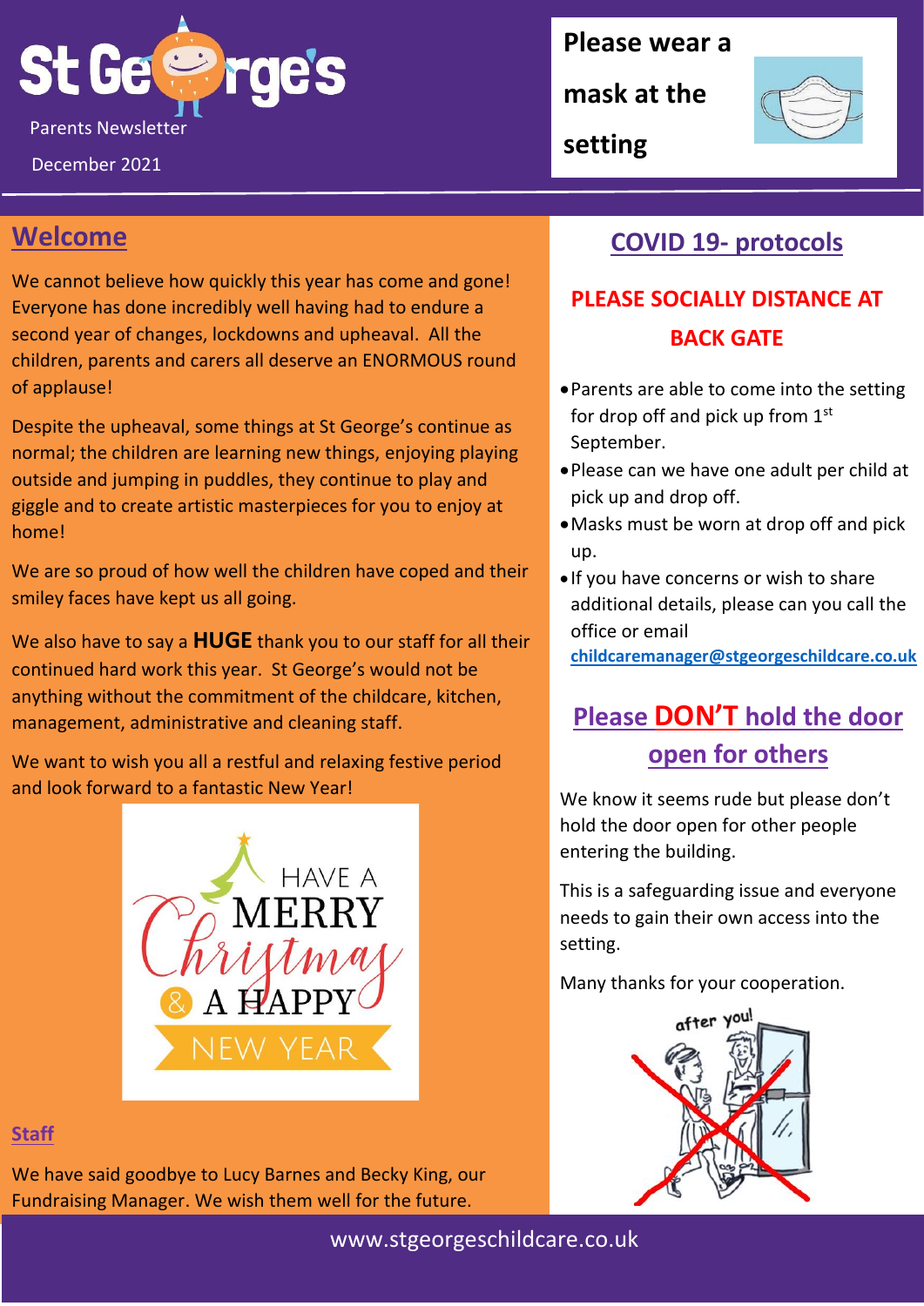# St George's

Parents Newsletter

December 2021

**Please wear a mask at the setting**

## Welcome

We cannot believe how quickly this year has come and gone! Everyone has done incredibly well having had to endure a second year of changes, lockdowns and upheaval. All the children, parents and carers all deserve an ENORMOUS round of applause!

Despite the upheaval, some things at St George's continue as normal; the children are learning new things, enjoying playing outside and jumping in puddles, they continue to play and giggle and to create artistic masterpieces for you to enjoy at home!

We are so proud of how well the children have coped and their smiley faces have kept us all going.

We also have to say a **HUGE** thank you to our staff for all their continued hard work this year. St George's would not be anything without the commitment of the childcare, kitchen, management, administrative and cleaning staff.

We want to wish you all a restful and relaxing festive period and look forward to a fantastic New Year!

HAVE A MERRY Christmas & A HAPPY NEW YEAR

### Staff

We have said goodbye to Lucy Barnes and Becky King, our Fundraising Manager. We wish them well for the future.

## COVID 19- protocols

**PLEASE SOCIALLY DISTANCE AT BACK GATE**

- Parents are able to come into the setting for drop off and pick up from 1st September.
- Please can we have one adult per child at pick up and drop off.
- Masks must be worn at drop off and pick up.
- If you have concerns or wish to share additional details, please can you call the office or email **childcaremanager@stgeorgeschildcare.co.uk**

## Please **DON'T** hold the door open for others

We know it seems rude but please don't hold the door open for other people entering the building.

This is a safeguarding issue and everyone needs to gain their own access into the setting.

Many thanks for your cooperation.

after you!

www.stgeorgeschildcare.co.uk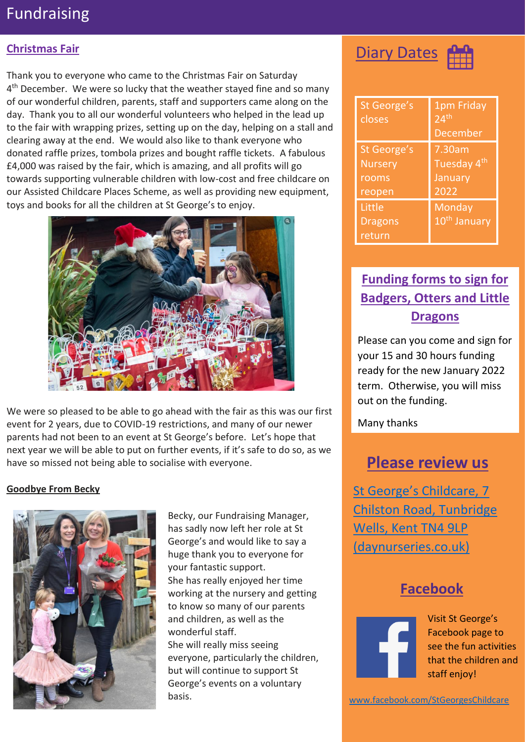# Fundraising

## Christmas Fair

Thank you to everyone who came to the Christmas Fair on Saturday 4th December. We were so lucky that the weather stayed fine and so many of our wonderful children, parents, staff and supporters came along on the day. Thank you to all our wonderful volunteers who helped in the lead up to the fair with wrapping prizes, setting up on the day, helping on a stall and clearing away at the end. We would also like to thank everyone who donated raffle prizes, tombola prizes and bought raffle tickets. A fabulous £4,000 was raised by the fair, which is amazing, and all profits will go towards supporting vulnerable children with low-cost and free childcare on our Assisted Childcare Places Scheme, as well as providing new equipment, toys and books for all the children at St George's to enjoy.

We were so pleased to be able to go ahead with the fair as this was our first event for 2 years, due to COVID-19 restrictions, and many of our newer parents had not been to an event at St George's before. Let's hope that next year we will be able to put on further events, if it's safe to do so, as we have so missed not being able to socialise with everyone.

## Goodbye From Becky

Becky, our Fundraising Manager, has sadly now left her role at St George's and would like to say a huge thank you to everyone for your fantastic support.
She has really enjoyed her time working at the nursery and getting to know so many of our parents and children, as well as the wonderful staff.
She will really miss seeing everyone, particularly the children, but will continue to support St George's events on a voluntary basis.

## Diary Dates

| | |
|---|---|
| St George's closes | 1pm Friday 24th December |
| St George's Nursery rooms reopen | 7.30am Tuesday 4th January 2022 |
| Little Dragons return | Monday 10th January |

## Funding forms to sign for Badgers, Otters and Little Dragons

Please can you come and sign for your 15 and 30 hours funding ready for the new January 2022 term. Otherwise, you will miss out on the funding.

Many thanks

## Please review us

St George's Childcare, 7 Chilston Road, Tunbridge Wells, Kent TN4 9LP (daynurseries.co.uk)

## Facebook

Visit St George's Facebook page to see the fun activities that the children and staff enjoy!

www.facebook.com/StGeorgesChildcare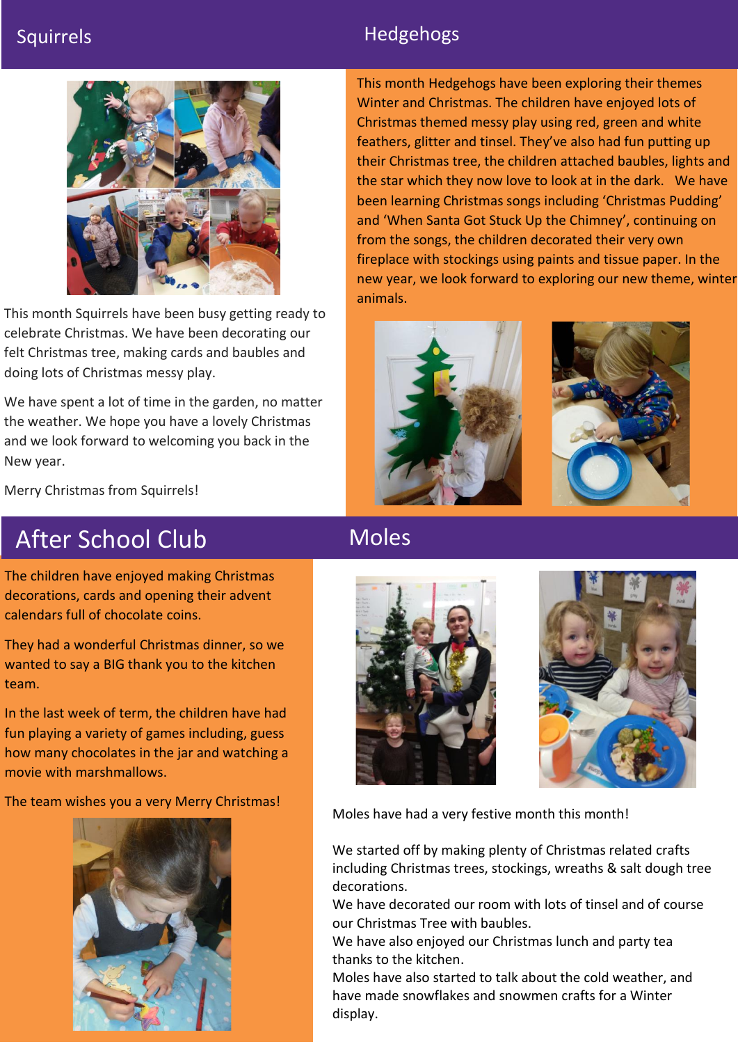## Squirrels

This month Squirrels have been busy getting ready to celebrate Christmas. We have been decorating our felt Christmas tree, making cards and baubles and doing lots of Christmas messy play.

We have spent a lot of time in the garden, no matter the weather. We hope you have a lovely Christmas and we look forward to welcoming you back in the New year.

Merry Christmas from Squirrels!

## Hedgehogs

This month Hedgehogs have been exploring their themes Winter and Christmas. The children have enjoyed lots of Christmas themed messy play using red, green and white feathers, glitter and tinsel. They've also had fun putting up their Christmas tree, the children attached baubles, lights and the star which they now love to look at in the dark. We have been learning Christmas songs including 'Christmas Pudding' and 'When Santa Got Stuck Up the Chimney', continuing on from the songs, the children decorated their very own fireplace with stockings using paints and tissue paper. In the new year, we look forward to exploring our new theme, winter animals.

## After School Club

The children have enjoyed making Christmas decorations, cards and opening their advent calendars full of chocolate coins.

They had a wonderful Christmas dinner, so we wanted to say a BIG thank you to the kitchen team.

In the last week of term, the children have had fun playing a variety of games including, guess how many chocolates in the jar and watching a movie with marshmallows.

The team wishes you a very Merry Christmas!

## Moles

Moles have had a very festive month this month!

We started off by making plenty of Christmas related crafts including Christmas trees, stockings, wreaths & salt dough tree decorations.
We have decorated our room with lots of tinsel and of course our Christmas Tree with baubles.
We have also enjoyed our Christmas lunch and party tea thanks to the kitchen.
Moles have also started to talk about the cold weather, and have made snowflakes and snowmen crafts for a Winter display.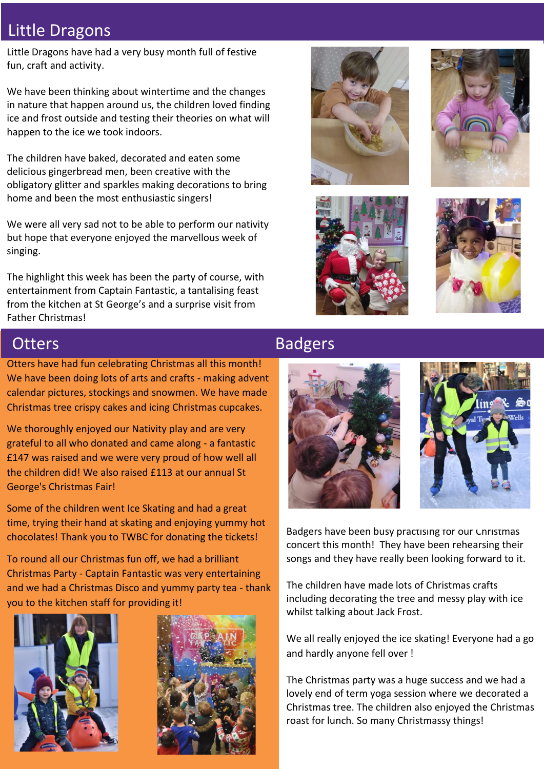## Little Dragons

Little Dragons have had a very busy month full of festive fun, craft and activity.

We have been thinking about wintertime and the changes in nature that happen around us, the children loved finding ice and frost outside and testing their theories on what will happen to the ice we took indoors.

The children have baked, decorated and eaten some delicious gingerbread men, been creative with the obligatory glitter and sparkles making decorations to bring home and been the most enthusiastic singers!

We were all very sad not to be able to perform our nativity but hope that everyone enjoyed the marvellous week of singing.

The highlight this week has been the party of course, with entertainment from Captain Fantastic, a tantalising feast from the kitchen at St George's and a surprise visit from Father Christmas!

## Otters

Otters have had fun celebrating Christmas all this month! We have been doing lots of arts and crafts - making advent calendar pictures, stockings and snowmen. We have made Christmas tree crispy cakes and icing Christmas cupcakes.

We thoroughly enjoyed our Nativity play and are very grateful to all who donated and came along - a fantastic £147 was raised and we were very proud of how well all the children did! We also raised £113 at our annual St George's Christmas Fair!

Some of the children went Ice Skating and had a great time, trying their hand at skating and enjoying yummy hot chocolates! Thank you to TWBC for donating the tickets!

To round all our Christmas fun off, we had a brilliant Christmas Party - Captain Fantastic was very entertaining and we had a Christmas Disco and yummy party tea - thank you to the kitchen staff for providing it!

## Badgers

Badgers have been busy practising for our Christmas concert this month! They have been rehearsing their songs and they have really been looking forward to it.

The children have made lots of Christmas crafts including decorating the tree and messy play with ice whilst talking about Jack Frost.

We all really enjoyed the ice skating! Everyone had a go and hardly anyone fell over !

The Christmas party was a huge success and we had a lovely end of term yoga session where we decorated a Christmas tree. The children also enjoyed the Christmas roast for lunch. So many Christmassy things!